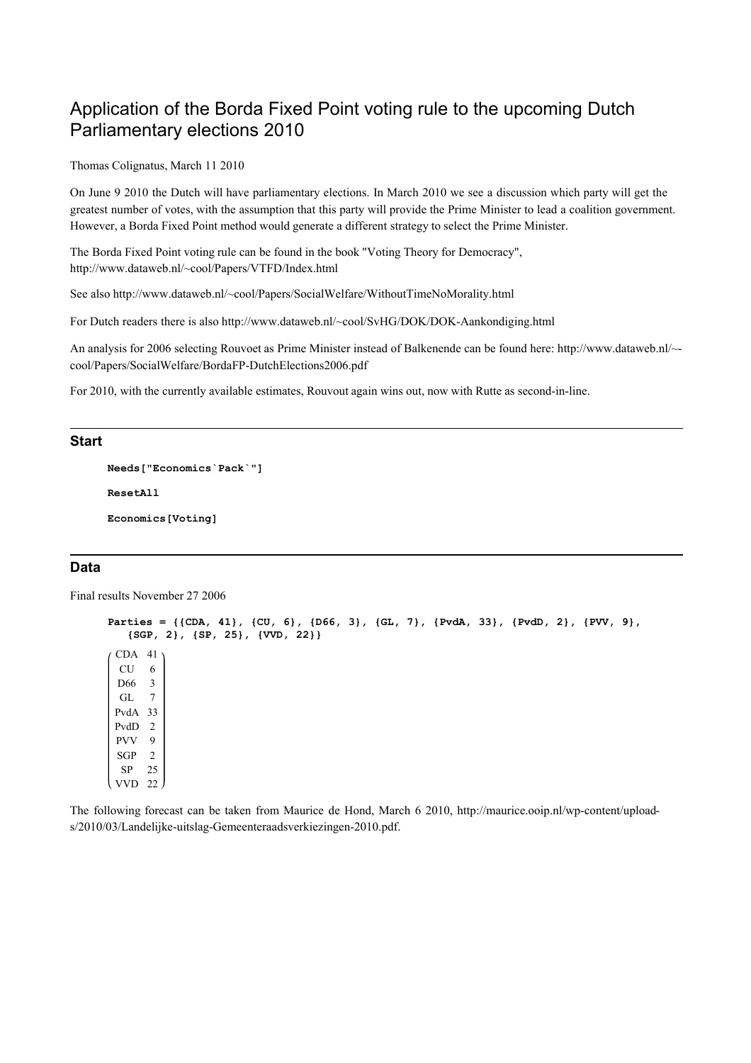# Application of the Borda Fixed Point voting rule to the upcoming Dutch Parliamentary elections 2010

Thomas Colignatus, March 11 2010

On June 9 2010 the Dutch will have parliamentary elections. In March 2010 we see a discussion which party will get the greatest number of votes, with the assumption that this party will provide the Prime Minister to lead a coalition government. However, a Borda Fixed Point method would generate a different strategy to select the Prime Minister.

The Borda Fixed Point voting rule can be found in the book "Voting Theory for Democracy", http://www.dataweb.nl/~cool/Papers/VTFD/Index.html

See also http://www.dataweb.nl/~cool/Papers/SocialWelfare/WithoutTimeNoMorality.html

For Dutch readers there is also http://www.dataweb.nl/~cool/SvHG/DOK/DOK-Aankondiging.html

An analysis for 2006 selecting Rouvoet as Prime Minister instead of Balkenende can be found here: http://www.dataweb.nl/~cool/Papers/SocialWelfare/BordaFP-DutchElections2006.pdf

For 2010, with the currently available estimates, Rouvout again wins out, now with Rutte as second-in-line.

## Start

```
Needs["Economics`Pack`"]

ResetAll

Economics[Voting]
```

## Data

Final results November 27 2006

```
Parties = {{CDA, 41}, {CU, 6}, {D66, 3}, {GL, 7}, {PvdA, 33}, {PvdD, 2}, {PVV, 9},
   {SGP, 2}, {SP, 25}, {VVD, 22}}
```

| | |
|---|---|
| CDA | 41 |
| CU | 6 |
| D66 | 3 |
| GL | 7 |
| PvdA | 33 |
| PvdD | 2 |
| PVV | 9 |
| SGP | 2 |
| SP | 25 |
| VVD | 22 |

The following forecast can be taken from Maurice de Hond, March 6 2010, http://maurice.ooip.nl/wp-content/uploads/2010/03/Landelijke-uitslag-Gemeenteraadsverkiezingen-2010.pdf.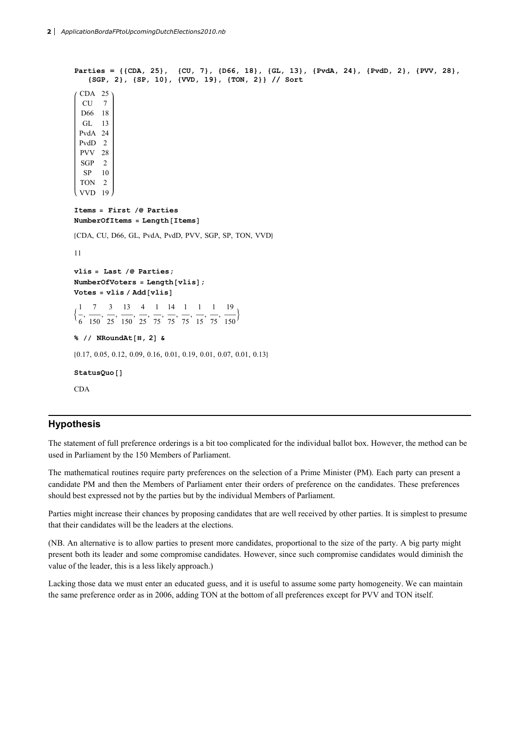```
Parties = {{CDA, 25}, {CU, 7}, {D66, 18}, {GL, 13}, {PvdA, 24}, {PvdD, 2}, {PVV, 28},
   {SGP, 2}, {SP, 10}, {VVD, 19}, {TON, 2}} // Sort
```

$$\begin{pmatrix} \text{CDA} & 25 \\ \text{CU} & 7 \\ \text{D66} & 18 \\ \text{GL} & 13 \\ \text{PvdA} & 24 \\ \text{PvdD} & 2 \\ \text{PVV} & 28 \\ \text{SGP} & 2 \\ \text{SP} & 10 \\ \text{TON} & 2 \\ \text{VVD} & 19 \end{pmatrix}$$

```
Items = First /@ Parties
NumberOfItems = Length[Items]
```

{CDA, CU, D66, GL, PvdA, PvdD, PVV, SGP, SP, TON, VVD}

11

```
vlis = Last /@ Parties;
NumberOfVoters = Length[vlis];
Votes = vlis / Add[vlis]
```

$$\left\{\frac{1}{6}, \frac{7}{150}, \frac{3}{25}, \frac{13}{150}, \frac{4}{25}, \frac{1}{75}, \frac{14}{75}, \frac{1}{75}, \frac{1}{15}, \frac{1}{75}, \frac{19}{150}\right\}$$

```
% // NRoundAt[#, 2] &
```

{0.17, 0.05, 0.12, 0.09, 0.16, 0.01, 0.19, 0.01, 0.07, 0.01, 0.13}

```
StatusQuo[]
```

CDA

## Hypothesis

The statement of full preference orderings is a bit too complicated for the individual ballot box. However, the method can be used in Parliament by the 150 Members of Parliament.

The mathematical routines require party preferences on the selection of a Prime Minister (PM). Each party can present a candidate PM and then the Members of Parliament enter their orders of preference on the candidates. These preferences should best expressed not by the parties but by the individual Members of Parliament.

Parties might increase their chances by proposing candidates that are well received by other parties. It is simplest to presume that their candidates will be the leaders at the elections.

(NB. An alternative is to allow parties to present more candidates, proportional to the size of the party. A big party might present both its leader and some compromise candidates. However, since such compromise candidates would diminish the value of the leader, this is a less likely approach.)

Lacking those data we must enter an educated guess, and it is useful to assume some party homogeneity. We can maintain the same preference order as in 2006, adding TON at the bottom of all preferences except for PVV and TON itself.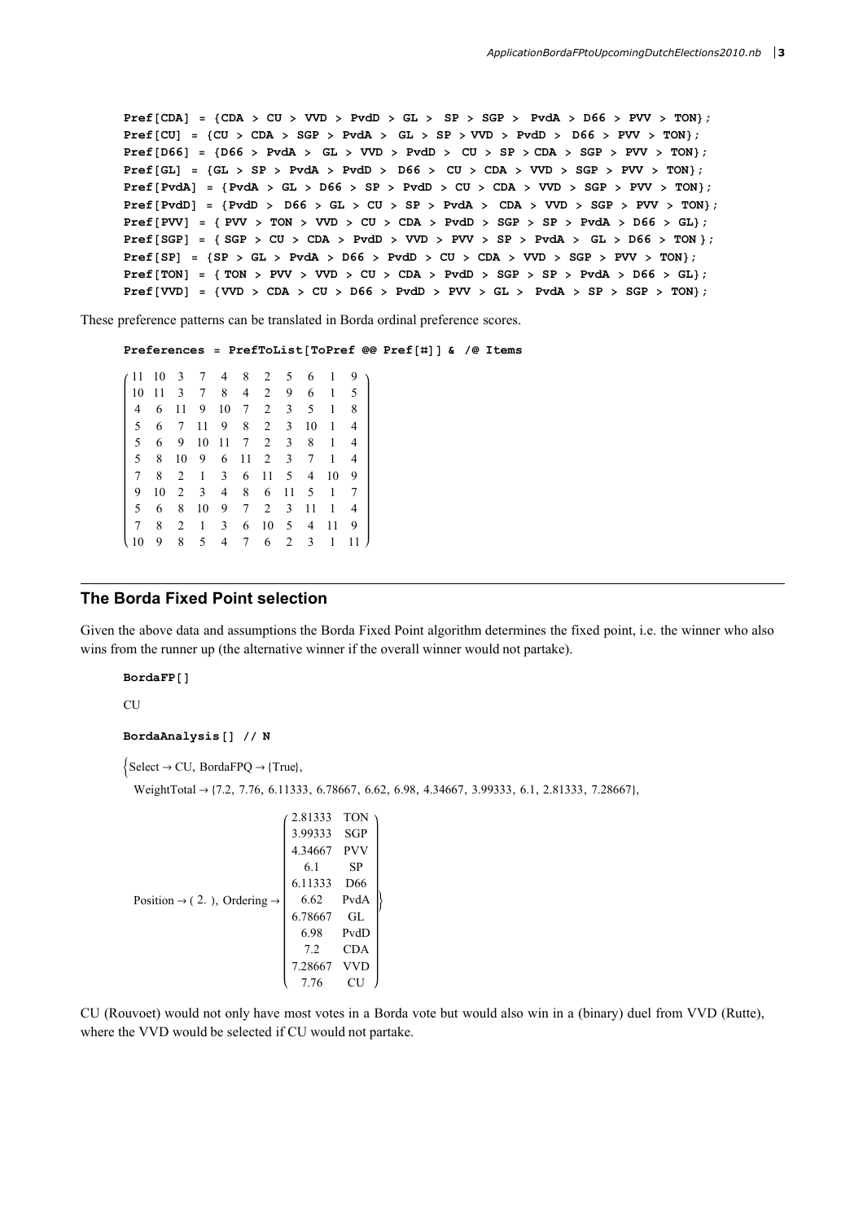```
Pref[CDA] = {CDA > CU > VVD > PvdD > GL >  SP > SGP >  PvdA > D66 > PVV > TON};
Pref[CU] = {CU > CDA > SGP > PvdA >  GL > SP > VVD > PvdD >  D66 > PVV > TON};
Pref[D66] = {D66 > PvdA >  GL > VVD > PvdD >  CU > SP > CDA > SGP > PVV > TON};
Pref[GL] = {GL > SP > PvdA > PvdD >  D66 >  CU > CDA > VVD > SGP > PVV > TON};
Pref[PvdA] = {PvdA > GL > D66 > SP > PvdD > CU > CDA > VVD > SGP > PVV > TON};
Pref[PvdD] = {PvdD >  D66 > GL > CU > SP > PvdA >  CDA > VVD > SGP > PVV > TON};
Pref[PVV] = { PVV > TON > VVD > CU > CDA > PvdD > SGP > SP > PvdA > D66 > GL};
Pref[SGP] = { SGP > CU > CDA > PvdD > VVD > PVV > SP > PvdA >  GL > D66 > TON };
Pref[SP] = {SP > GL > PvdA > D66 > PvdD > CU > CDA > VVD > SGP > PVV > TON};
Pref[TON] = { TON > PVV > VVD > CU > CDA > PvdD > SGP > SP > PvdA > D66 > GL};
Pref[VVD] = {VVD > CDA > CU > D66 > PvdD > PVV > GL >  PvdA > SP > SGP > TON};
```

These preference patterns can be translated in Borda ordinal preference scores.

```
Preferences = PrefToList[ToPref @@ Pref[#]] & /@ Items
```

$$
\begin{pmatrix}
11 & 10 & 3 & 7 & 4 & 8 & 2 & 5 & 6 & 1 & 9 \\
10 & 11 & 3 & 7 & 8 & 4 & 2 & 9 & 6 & 1 & 5 \\
4 & 6 & 11 & 9 & 10 & 7 & 2 & 3 & 5 & 1 & 8 \\
5 & 6 & 7 & 11 & 9 & 8 & 2 & 3 & 10 & 1 & 4 \\
5 & 6 & 9 & 10 & 11 & 7 & 2 & 3 & 8 & 1 & 4 \\
5 & 8 & 10 & 9 & 6 & 11 & 2 & 3 & 7 & 1 & 4 \\
7 & 8 & 2 & 1 & 3 & 6 & 11 & 5 & 4 & 10 & 9 \\
9 & 10 & 2 & 3 & 4 & 8 & 6 & 11 & 5 & 1 & 7 \\
5 & 6 & 8 & 10 & 9 & 7 & 2 & 3 & 11 & 1 & 4 \\
7 & 8 & 2 & 1 & 3 & 6 & 10 & 5 & 4 & 11 & 9 \\
10 & 9 & 8 & 5 & 4 & 7 & 6 & 2 & 3 & 1 & 11
\end{pmatrix}
$$

## The Borda Fixed Point selection

Given the above data and assumptions the Borda Fixed Point algorithm determines the fixed point, i.e. the winner who also wins from the runner up (the alternative winner if the overall winner would not partake).

```
BordaFP[]
```

CU

```
BordaAnalysis[] // N
```

{Select → CU, BordaFPQ → {True},

WeightTotal → {7.2, 7.76, 6.11333, 6.78667, 6.62, 6.98, 4.34667, 3.99333, 6.1, 2.81333, 7.28667},

Position → ( 2. ), Ordering →

$$
\begin{pmatrix}
2.81333 & \text{TON} \\
3.99333 & \text{SGP} \\
4.34667 & \text{PVV} \\
6.1 & \text{SP} \\
6.11333 & \text{D66} \\
6.62 & \text{PvdA} \\
6.78667 & \text{GL} \\
6.98 & \text{PvdD} \\
7.2 & \text{CDA} \\
7.28667 & \text{VVD} \\
7.76 & \text{CU}
\end{pmatrix}
$$

}

CU (Rouvoet) would not only have most votes in a Borda vote but would also win in a (binary) duel from VVD (Rutte), where the VVD would be selected if CU would not partake.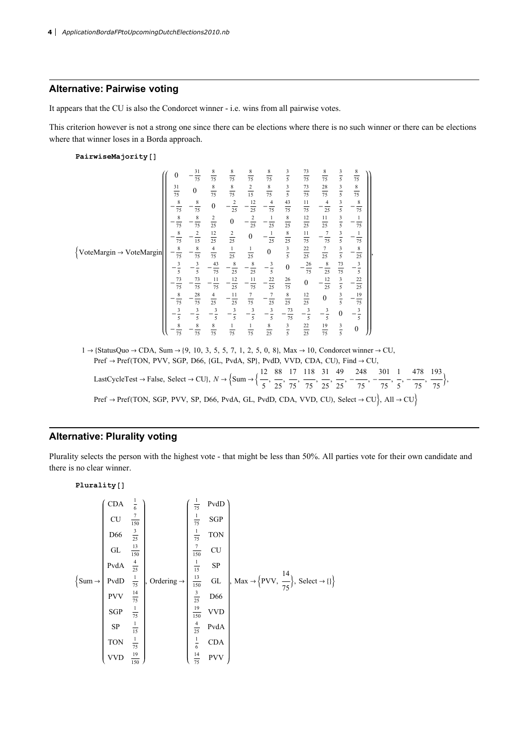## Alternative: Pairwise voting

It appears that the CU is also the Condorcet winner - i.e. wins from all pairwise votes.

This criterion however is not a strong one since there can be elections where there is no such winner or there can be elections where that winner loses in a Borda approach.

```
PairwiseMajority[]
```

$$\left\{\text{VoteMargin} \to \text{VoteMargin}\left(\begin{pmatrix} 0 & -\frac{31}{75} & \frac{8}{75} & \frac{8}{75} & \frac{8}{75} & \frac{8}{75} & \frac{3}{5} & \frac{73}{75} & \frac{8}{75} & \frac{3}{5} & \frac{8}{75} \\ \frac{31}{75} & 0 & \frac{8}{75} & \frac{8}{75} & \frac{2}{15} & \frac{8}{75} & \frac{3}{5} & \frac{73}{75} & \frac{28}{75} & \frac{3}{5} & \frac{8}{75} \\ -\frac{8}{75} & -\frac{8}{75} & 0 & -\frac{2}{25} & -\frac{12}{25} & -\frac{4}{75} & \frac{43}{75} & \frac{11}{75} & -\frac{4}{25} & \frac{3}{5} & -\frac{8}{75} \\ -\frac{8}{75} & -\frac{8}{75} & \frac{2}{25} & 0 & -\frac{2}{25} & -\frac{1}{25} & \frac{8}{25} & \frac{12}{25} & \frac{11}{25} & \frac{3}{5} & -\frac{1}{75} \\ -\frac{8}{75} & -\frac{2}{15} & \frac{12}{25} & \frac{2}{25} & 0 & -\frac{1}{25} & \frac{8}{25} & \frac{11}{75} & -\frac{7}{75} & \frac{3}{5} & -\frac{1}{75} \\ -\frac{8}{75} & -\frac{8}{75} & \frac{4}{75} & \frac{1}{25} & \frac{1}{25} & 0 & \frac{3}{5} & \frac{22}{25} & \frac{7}{25} & \frac{3}{5} & -\frac{8}{25} \\ -\frac{3}{5} & -\frac{3}{5} & -\frac{43}{75} & -\frac{8}{25} & -\frac{8}{25} & -\frac{3}{5} & 0 & -\frac{26}{75} & -\frac{8}{25} & \frac{73}{75} & -\frac{3}{5} \\ -\frac{73}{75} & -\frac{73}{75} & -\frac{11}{75} & -\frac{12}{25} & -\frac{11}{75} & -\frac{22}{25} & \frac{26}{75} & 0 & -\frac{12}{25} & \frac{3}{5} & -\frac{22}{25} \\ -\frac{8}{75} & -\frac{28}{75} & \frac{4}{25} & -\frac{11}{25} & \frac{7}{75} & -\frac{7}{25} & \frac{8}{25} & \frac{12}{25} & 0 & \frac{3}{5} & -\frac{19}{75} \\ -\frac{3}{5} & -\frac{3}{5} & -\frac{3}{5} & -\frac{3}{5} & -\frac{3}{5} & -\frac{3}{5} & -\frac{73}{75} & -\frac{3}{5} & -\frac{3}{5} & 0 & -\frac{3}{5} \\ -\frac{8}{75} & -\frac{8}{75} & \frac{8}{75} & \frac{1}{75} & \frac{1}{75} & \frac{8}{25} & \frac{3}{5} & \frac{22}{25} & \frac{19}{75} & \frac{3}{5} & 0 \end{pmatrix}\right),\right.$$

$1 \to \{\text{StatusQuo} \to \text{CDA}, \text{Sum} \to \{9, 10, 3, 5, 5, 7, 1, 2, 5, 0, 8\}, \text{Max} \to 10, \text{Condorcet winner} \to \text{CU},$
$\text{Pref} \to \text{Pref(TON, PVV, SGP, D66, \{GL, PvdA, SP\}, PvdD, VVD, CDA, CU)}, \text{Find} \to \text{CU},$
$\text{LastCycleTest} \to \text{False}, \text{Select} \to \text{CU}\}, N \to \left\{\text{Sum} \to \left\{\frac{12}{5}, \frac{88}{25}, \frac{17}{75}, \frac{118}{75}, \frac{31}{25}, \frac{49}{25}, -\frac{248}{75}, -\frac{301}{75}, \frac{1}{5}, -\frac{478}{75}, \frac{193}{75}\right\},\right.$
$\left.\left.\text{Pref} \to \text{Pref(TON, SGP, PVV, SP, D66, PvdA, GL, PvdD, CDA, VVD, CU)}, \text{Select} \to \text{CU}\right\}, \text{All} \to \text{CU}\right\}$

## Alternative: Plurality voting

Plurality selects the person with the highest vote - that might be less than 50%. All parties vote for their own candidate and there is no clear winner.

```
Plurality[]
```

$$\left\{\text{Sum} \to \begin{pmatrix} \text{CDA} & \frac{1}{6} \\ \text{CU} & \frac{7}{150} \\ \text{D66} & \frac{3}{25} \\ \text{GL} & \frac{13}{150} \\ \text{PvdA} & \frac{4}{25} \\ \text{PvdD} & \frac{1}{75} \\ \text{PVV} & \frac{14}{75} \\ \text{SGP} & \frac{1}{75} \\ \text{SP} & \frac{1}{15} \\ \text{TON} & \frac{1}{75} \\ \text{VVD} & \frac{19}{150} \end{pmatrix}, \text{Ordering} \to \begin{pmatrix} \frac{1}{75} & \text{PvdD} \\ \frac{1}{75} & \text{SGP} \\ \frac{1}{75} & \text{TON} \\ \frac{7}{150} & \text{CU} \\ \frac{1}{15} & \text{SP} \\ \frac{13}{150} & \text{GL} \\ \frac{3}{25} & \text{D66} \\ \frac{19}{150} & \text{VVD} \\ \frac{4}{25} & \text{PvdA} \\ \frac{1}{6} & \text{CDA} \\ \frac{14}{75} & \text{PVV} \end{pmatrix}, \text{Max} \to \left\{\text{PVV}, \frac{14}{75}\right\}, \text{Select} \to \{\}\right\}$$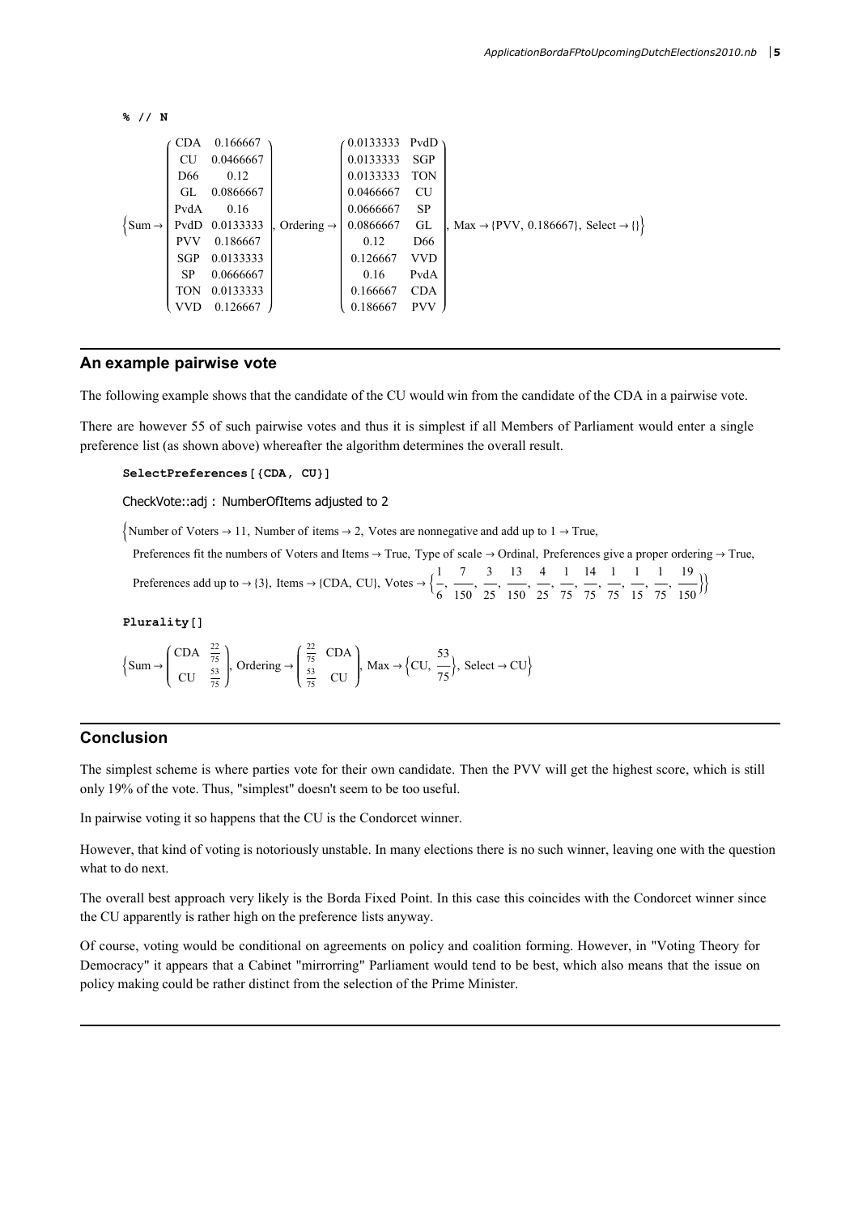```
% // N
```

$$\left\{\text{Sum} \to \begin{pmatrix} \text{CDA} & 0.166667 \\ \text{CU} & 0.0466667 \\ \text{D66} & 0.12 \\ \text{GL} & 0.0866667 \\ \text{PvdA} & 0.16 \\ \text{PvdD} & 0.0133333 \\ \text{PVV} & 0.186667 \\ \text{SGP} & 0.0133333 \\ \text{SP} & 0.0666667 \\ \text{TON} & 0.0133333 \\ \text{VVD} & 0.126667 \end{pmatrix}, \text{Ordering} \to \begin{pmatrix} 0.0133333 & \text{PvdD} \\ 0.0133333 & \text{SGP} \\ 0.0133333 & \text{TON} \\ 0.0466667 & \text{CU} \\ 0.0666667 & \text{SP} \\ 0.0866667 & \text{GL} \\ 0.12 & \text{D66} \\ 0.126667 & \text{VVD} \\ 0.16 & \text{PvdA} \\ 0.166667 & \text{CDA} \\ 0.186667 & \text{PVV} \end{pmatrix}, \text{Max} \to \{\text{PVV}, 0.186667\}, \text{Select} \to \{\}\right\}$$

## An example pairwise vote

The following example shows that the candidate of the CU would win from the candidate of the CDA in a pairwise vote.

There are however 55 of such pairwise votes and thus it is simplest if all Members of Parliament would enter a single preference list (as shown above) whereafter the algorithm determines the overall result.

```
SelectPreferences[{CDA, CU}]
```

CheckVote::adj : NumberOfItems adjusted to 2

$\{$Number of Voters → 11, Number of items → 2, Votes are nonnegative and add up to 1 → True,

Preferences fit the numbers of Voters and Items → True, Type of scale → Ordinal, Preferences give a proper ordering → True,

Preferences add up to → {3}, Items → {CDA, CU}, Votes → $\left\{\frac{1}{6}, \frac{7}{150}, \frac{3}{25}, \frac{13}{150}, \frac{4}{25}, \frac{1}{75}, \frac{14}{75}, \frac{1}{75}, \frac{1}{15}, \frac{1}{75}, \frac{19}{150}\right\}\}$

```
Plurality[]
```

$$\left\{\text{Sum} \to \begin{pmatrix} \text{CDA} & \frac{22}{75} \\ \text{CU} & \frac{53}{75} \end{pmatrix}, \text{Ordering} \to \begin{pmatrix} \frac{22}{75} & \text{CDA} \\ \frac{53}{75} & \text{CU} \end{pmatrix}, \text{Max} \to \left\{\text{CU}, \frac{53}{75}\right\}, \text{Select} \to \text{CU}\right\}$$

## Conclusion

The simplest scheme is where parties vote for their own candidate. Then the PVV will get the highest score, which is still only 19% of the vote. Thus, "simplest" doesn't seem to be too useful.

In pairwise voting it so happens that the CU is the Condorcet winner.

However, that kind of voting is notoriously unstable. In many elections there is no such winner, leaving one with the question what to do next.

The overall best approach very likely is the Borda Fixed Point. In this case this coincides with the Condorcet winner since the CU apparently is rather high on the preference lists anyway.

Of course, voting would be conditional on agreements on policy and coalition forming. However, in "Voting Theory for Democracy" it appears that a Cabinet "mirrorring" Parliament would tend to be best, which also means that the issue on policy making could be rather distinct from the selection of the Prime Minister.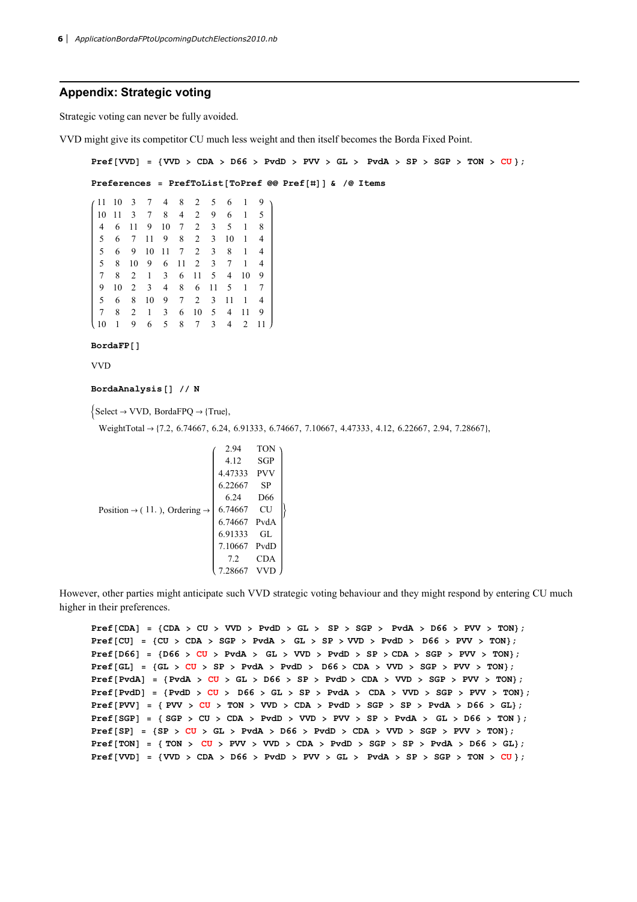## Appendix: Strategic voting

Strategic voting can never be fully avoided.

VVD might give its competitor CU much less weight and then itself becomes the Borda Fixed Point.

```
Pref[VVD] = {VVD > CDA > D66 > PvdD > PVV > GL > PvdA > SP > SGP > TON > CU};

Preferences = PrefToList[ToPref @@ Pref[#]] & /@ Items
```

$$\begin{pmatrix} 11 & 10 & 3 & 7 & 4 & 8 & 2 & 5 & 6 & 1 & 9 \\ 10 & 11 & 3 & 7 & 8 & 4 & 2 & 9 & 6 & 1 & 5 \\ 4 & 6 & 11 & 9 & 10 & 7 & 2 & 3 & 5 & 1 & 8 \\ 5 & 6 & 7 & 11 & 9 & 8 & 2 & 3 & 10 & 1 & 4 \\ 5 & 6 & 9 & 10 & 11 & 7 & 2 & 3 & 8 & 1 & 4 \\ 5 & 8 & 10 & 9 & 6 & 11 & 2 & 3 & 7 & 1 & 4 \\ 7 & 8 & 2 & 1 & 3 & 6 & 11 & 5 & 4 & 10 & 9 \\ 9 & 10 & 2 & 3 & 4 & 8 & 6 & 11 & 5 & 1 & 7 \\ 5 & 6 & 8 & 10 & 9 & 7 & 2 & 3 & 11 & 1 & 4 \\ 7 & 8 & 2 & 1 & 3 & 6 & 10 & 5 & 4 & 11 & 9 \\ 10 & 1 & 9 & 6 & 5 & 8 & 7 & 3 & 4 & 2 & 11 \end{pmatrix}$$

```
BordaFP[]
```

VVD

```
BordaAnalysis[] // N
```

{Select → VVD, BordaFPQ → {True},

WeightTotal → {7.2, 6.74667, 6.24, 6.91333, 6.74667, 7.10667, 4.47333, 4.12, 6.22667, 2.94, 7.28667},

Position → ( 11. ), Ordering →

| | |
|---|---|
| 2.94 | TON |
| 4.12 | SGP |
| 4.47333 | PVV |
| 6.22667 | SP |
| 6.24 | D66 |
| 6.74667 | CU |
| 6.74667 | PvdA |
| 6.91333 | GL |
| 7.10667 | PvdD |
| 7.2 | CDA |
| 7.28667 | VVD |

}

However, other parties might anticipate such VVD strategic voting behaviour and they might respond by entering CU much higher in their preferences.

```
Pref[CDA] = {CDA > CU > VVD > PvdD > GL > SP > SGP > PvdA > D66 > PVV > TON};
Pref[CU] = {CU > CDA > SGP > PvdA > GL > SP > VVD > PvdD > D66 > PVV > TON};
Pref[D66] = {D66 > CU > PvdA > GL > VVD > PvdD > SP > CDA > SGP > PVV > TON};
Pref[GL] = {GL > CU > SP > PvdA > PvdD > D66 > CDA > VVD > SGP > PVV > TON};
Pref[PvdA] = {PvdA > CU > GL > D66 > SP > PvdD > CDA > VVD > SGP > PVV > TON};
Pref[PvdD] = {PvdD > CU > D66 > GL > SP > PvdA > CDA > VVD > SGP > PVV > TON};
Pref[PVV] = { PVV > CU > TON > VVD > CDA > PvdD > SGP > SP > PvdA > D66 > GL};
Pref[SGP] = { SGP > CU > CDA > PvdD > VVD > PVV > SP > PvdA > GL > D66 > TON };
Pref[SP] = {SP > CU > GL > PvdA > D66 > PvdD > CDA > VVD > SGP > PVV > TON};
Pref[TON] = { TON > CU > PVV > VVD > CDA > PvdD > SGP > SP > PvdA > D66 > GL};
Pref[VVD] = {VVD > CDA > D66 > PvdD > PVV > GL > PvdA > SP > SGP > TON > CU};
```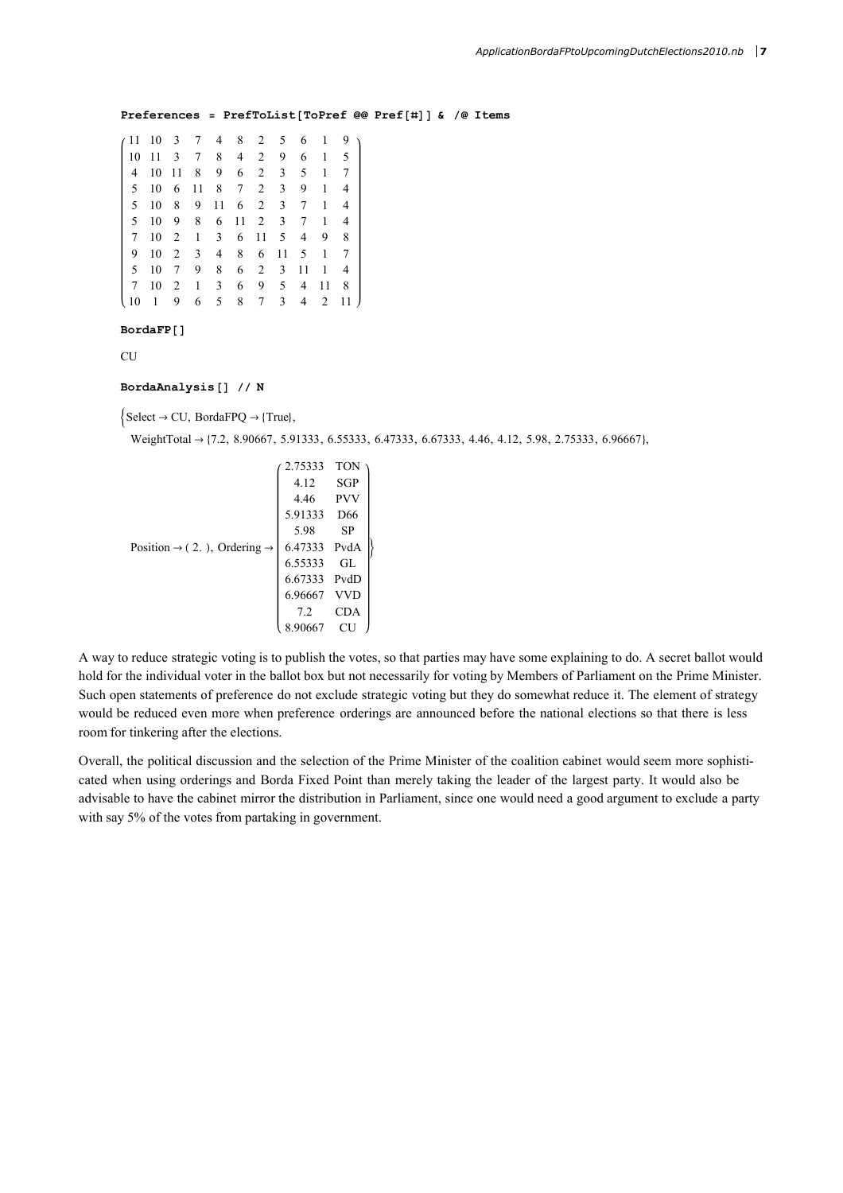```
Preferences = PrefToList[ToPref @@ Pref[#]] & /@ Items
```

$$\begin{pmatrix} 11 & 10 & 3 & 7 & 4 & 8 & 2 & 5 & 6 & 1 & 9 \\ 10 & 11 & 3 & 7 & 8 & 4 & 2 & 9 & 6 & 1 & 5 \\ 4 & 10 & 11 & 8 & 9 & 6 & 2 & 3 & 5 & 1 & 7 \\ 5 & 10 & 6 & 11 & 8 & 7 & 2 & 3 & 9 & 1 & 4 \\ 5 & 10 & 8 & 9 & 11 & 6 & 2 & 3 & 7 & 1 & 4 \\ 5 & 10 & 9 & 8 & 6 & 11 & 2 & 3 & 7 & 1 & 4 \\ 7 & 10 & 2 & 1 & 3 & 6 & 11 & 5 & 4 & 9 & 8 \\ 9 & 10 & 2 & 3 & 4 & 8 & 6 & 11 & 5 & 1 & 7 \\ 5 & 10 & 7 & 9 & 8 & 6 & 2 & 3 & 11 & 1 & 4 \\ 7 & 10 & 2 & 1 & 3 & 6 & 9 & 5 & 4 & 11 & 8 \\ 10 & 1 & 9 & 6 & 5 & 8 & 7 & 3 & 4 & 2 & 11 \end{pmatrix}$$

```
BordaFP[]
```

CU

```
BordaAnalysis[] // N
```

{Select → CU, BordaFPQ → {True},

WeightTotal → {7.2, 8.90667, 5.91333, 6.55333, 6.47333, 6.67333, 4.46, 4.12, 5.98, 2.75333, 6.96667},

Position → ( 2. ), Ordering →

| | |
|---|---|
| 2.75333 | TON |
| 4.12 | SGP |
| 4.46 | PVV |
| 5.91333 | D66 |
| 5.98 | SP |
| 6.47333 | PvdA |
| 6.55333 | GL |
| 6.67333 | PvdD |
| 6.96667 | VVD |
| 7.2 | CDA |
| 8.90667 | CU |

}

A way to reduce strategic voting is to publish the votes, so that parties may have some explaining to do. A secret ballot would hold for the individual voter in the ballot box but not necessarily for voting by Members of Parliament on the Prime Minister. Such open statements of preference do not exclude strategic voting but they do somewhat reduce it. The element of strategy would be reduced even more when preference orderings are announced before the national elections so that there is less room for tinkering after the elections.

Overall, the political discussion and the selection of the Prime Minister of the coalition cabinet would seem more sophisticated when using orderings and Borda Fixed Point than merely taking the leader of the largest party. It would also be advisable to have the cabinet mirror the distribution in Parliament, since one would need a good argument to exclude a party with say 5% of the votes from partaking in government.